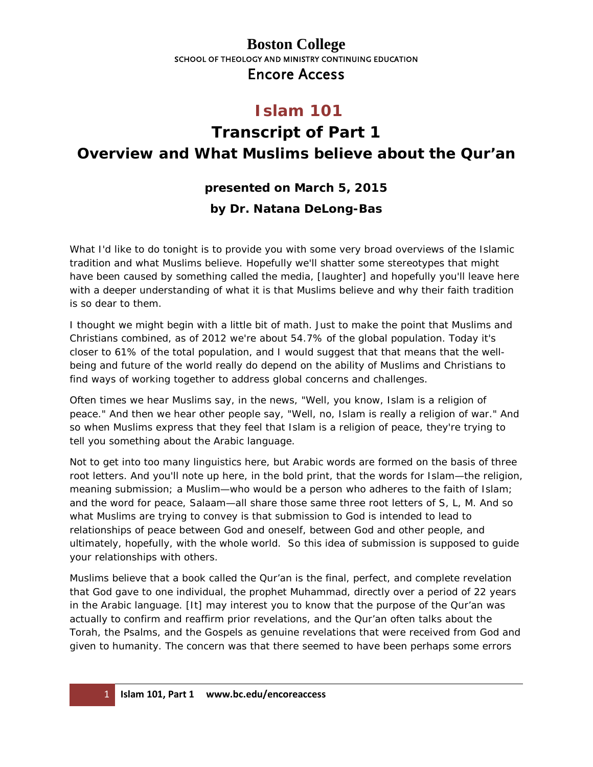**Boston College**

SCHOOL OF THEOLOGY AND MINISTRY CONTINUING EDUCATION

Encore Access

# Islam 101

## Transcript of Part 1

## Overview and What Muslims believe about the Qur'an

**presented on March 5, 2015**

**by Dr. Natana DeLong-Bas**

What I'd like to do tonight is to provide you with some very broad overviews of the Islamic tradition and what Muslims believe. Hopefully we'll shatter some stereotypes that might have been caused by something called the media, [laughter] and hopefully you'll leave here with a deeper understanding of what it is that Muslims believe and why their faith tradition is so dear to them.

I thought we might begin with a little bit of math. Just to make the point that Muslims and Christians combined, as of 2012 we're about 54.7% of the global population. Today it's closer to 61% of the total population, and I would suggest that that means that the well-being and future of the world really do depend on the ability of Muslims and Christians to find ways of working together to address global concerns and challenges.

Often times we hear Muslims say, in the news, "Well, you know, Islam is a religion of peace." And then we hear other people say, "Well, no, Islam is really a religion of war." And so when Muslims express that they feel that Islam is a religion of peace, they're trying to tell you something about the Arabic language.

Not to get into too many linguistics here, but Arabic words are formed on the basis of three root letters. And you'll note up here, in the bold print, that the words for Islam—the religion, meaning submission; a Muslim—who would be a person who adheres to the faith of Islam; and the word for peace, Salaam—all share those same three root letters of S, L, M. And so what Muslims are trying to convey is that submission to God is intended to lead to relationships of peace between God and oneself, between God and other people, and ultimately, hopefully, with the whole world. So this idea of submission is supposed to guide your relationships with others.

Muslims believe that a book called the Qur'an is the final, perfect, and complete revelation that God gave to one individual, the prophet Muhammad, directly over a period of 22 years in the Arabic language. [It] may interest you to know that the purpose of the Qur'an was actually to confirm and reaffirm prior revelations, and the Qur'an often talks about the Torah, the Psalms, and the Gospels as genuine revelations that were received from God and given to humanity. The concern was that there seemed to have been perhaps some errors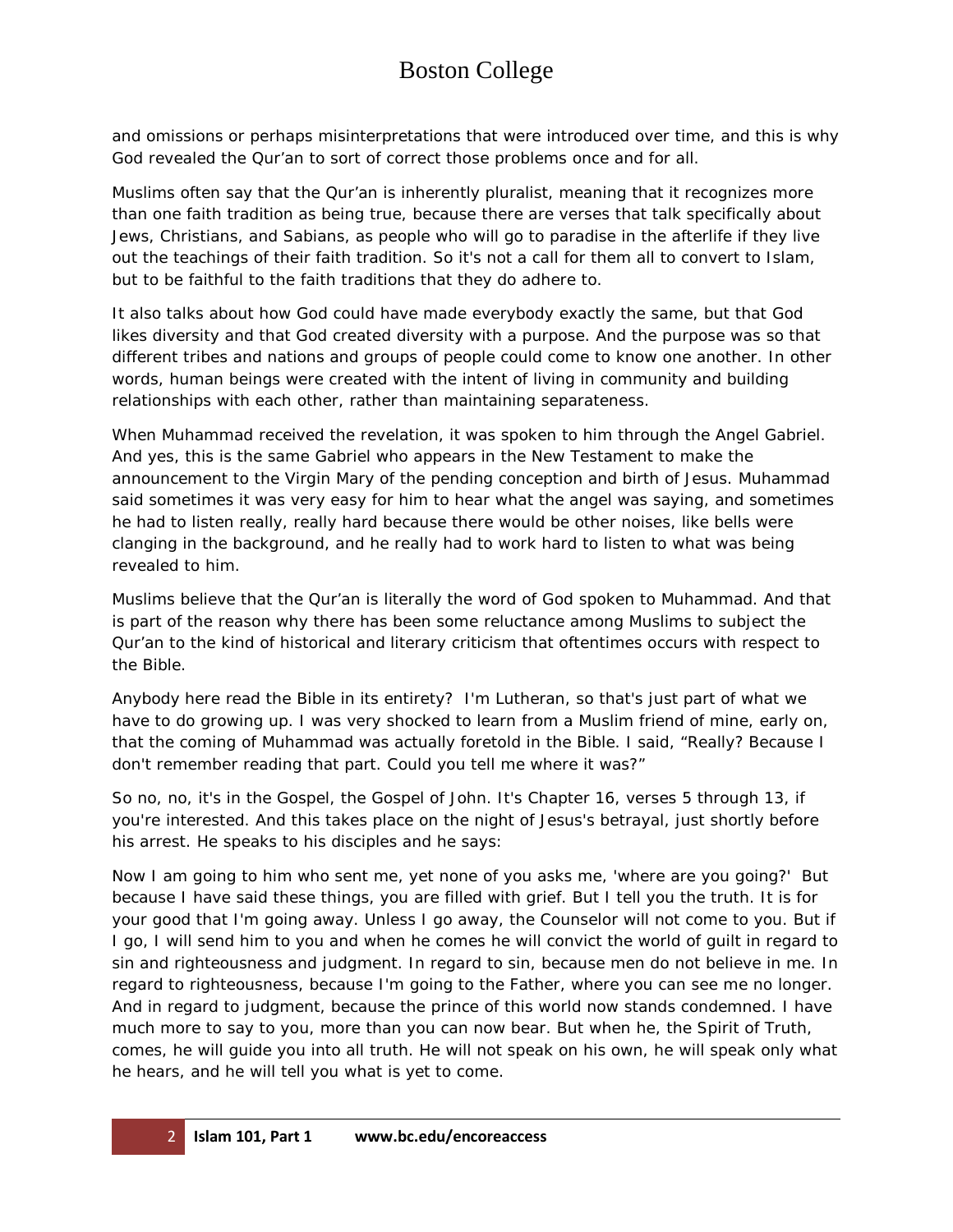and omissions or perhaps misinterpretations that were introduced over time, and this is why God revealed the Qur'an to sort of correct those problems once and for all.

Muslims often say that the Qur'an is inherently pluralist, meaning that it recognizes more than one faith tradition as being true, because there are verses that talk specifically about Jews, Christians, and Sabians, as people who will go to paradise in the afterlife if they live out the teachings of their faith tradition. So it's not a call for them all to convert to Islam, but to be faithful to the faith traditions that they do adhere to.

It also talks about how God could have made everybody exactly the same, but that God likes diversity and that God created diversity with a purpose. And the purpose was so that different tribes and nations and groups of people could come to know one another. In other words, human beings were created with the intent of living in community and building relationships with each other, rather than maintaining separateness.

When Muhammad received the revelation, it was spoken to him through the Angel Gabriel. And yes, this is the same Gabriel who appears in the New Testament to make the announcement to the Virgin Mary of the pending conception and birth of Jesus. Muhammad said sometimes it was very easy for him to hear what the angel was saying, and sometimes he had to listen really, really hard because there would be other noises, like bells were clanging in the background, and he really had to work hard to listen to what was being revealed to him.

Muslims believe that the Qur'an is literally the word of God spoken to Muhammad. And that is part of the reason why there has been some reluctance among Muslims to subject the Qur'an to the kind of historical and literary criticism that oftentimes occurs with respect to the Bible.

Anybody here read the Bible in its entirety? I'm Lutheran, so that's just part of what we have to do growing up. I was very shocked to learn from a Muslim friend of mine, early on, that the coming of Muhammad was actually foretold in the Bible. I said, "Really? Because I don't remember reading that part. Could you tell me where it was?"

So no, no, it's in the Gospel, the Gospel of John. It's Chapter 16, verses 5 through 13, if you're interested. And this takes place on the night of Jesus's betrayal, just shortly before his arrest. He speaks to his disciples and he says:

Now I am going to him who sent me, yet none of you asks me, 'where are you going?' But because I have said these things, you are filled with grief. But I tell you the truth. It is for your good that I'm going away. Unless I go away, the Counselor will not come to you. But if I go, I will send him to you and when he comes he will convict the world of guilt in regard to sin and righteousness and judgment. In regard to sin, because men do not believe in me. In regard to righteousness, because I'm going to the Father, where you can see me no longer. And in regard to judgment, because the prince of this world now stands condemned. I have much more to say to you, more than you can now bear. But when he, the Spirit of Truth, comes, he will guide you into all truth. He will not speak on his own, he will speak only what he hears, and he will tell you what is yet to come.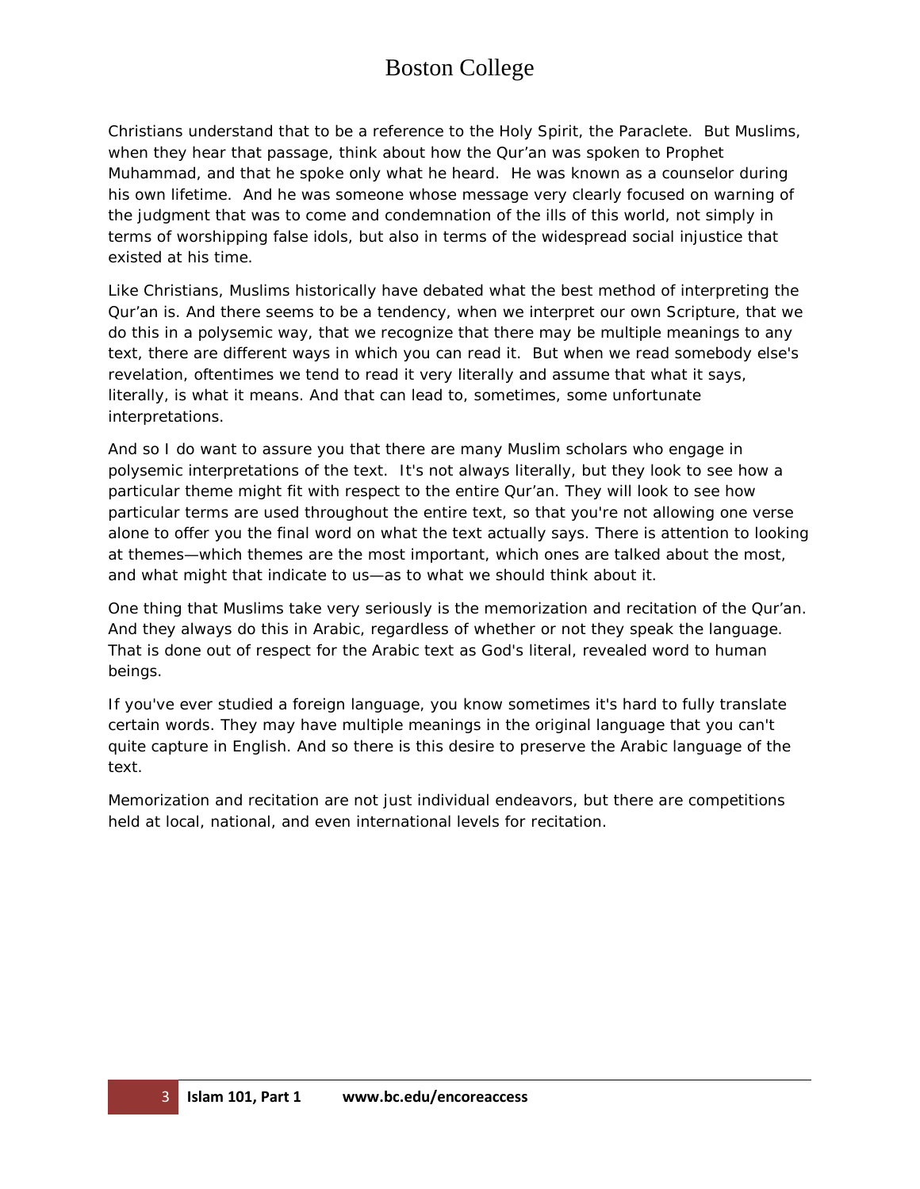Christians understand that to be a reference to the Holy Spirit, the Paraclete. But Muslims, when they hear that passage, think about how the Qur'an was spoken to Prophet Muhammad, and that he spoke only what he heard. He was known as a counselor during his own lifetime. And he was someone whose message very clearly focused on warning of the judgment that was to come and condemnation of the ills of this world, not simply in terms of worshipping false idols, but also in terms of the widespread social injustice that existed at his time.

Like Christians, Muslims historically have debated what the best method of interpreting the Qur'an is. And there seems to be a tendency, when we interpret our own Scripture, that we do this in a polysemic way, that we recognize that there may be multiple meanings to any text, there are different ways in which you can read it. But when we read somebody else's revelation, oftentimes we tend to read it very literally and assume that what it says, literally, is what it means. And that can lead to, sometimes, some unfortunate interpretations.

And so I do want to assure you that there are many Muslim scholars who engage in polysemic interpretations of the text. It's not always literally, but they look to see how a particular theme might fit with respect to the entire Qur'an. They will look to see how particular terms are used throughout the entire text, so that you're not allowing one verse alone to offer you the final word on what the text actually says. There is attention to looking at themes—which themes are the most important, which ones are talked about the most, and what might that indicate to us—as to what we should think about it.

One thing that Muslims take very seriously is the memorization and recitation of the Qur'an. And they always do this in Arabic, regardless of whether or not they speak the language. That is done out of respect for the Arabic text as God's literal, revealed word to human beings.

If you've ever studied a foreign language, you know sometimes it's hard to fully translate certain words. They may have multiple meanings in the original language that you can't quite capture in English. And so there is this desire to preserve the Arabic language of the text.

Memorization and recitation are not just individual endeavors, but there are competitions held at local, national, and even international levels for recitation.